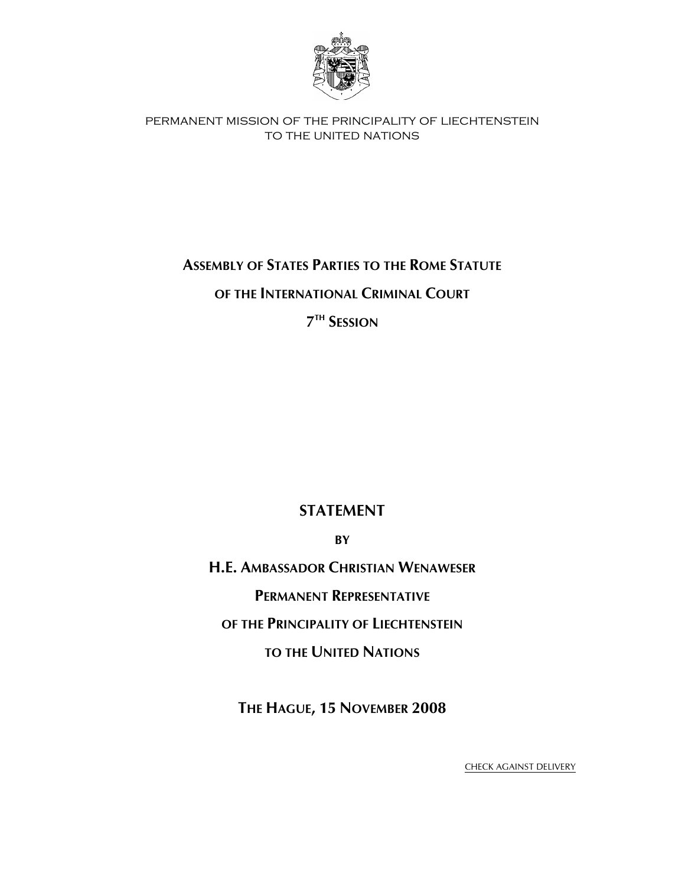PERMANENT MISSION OF THE PRINCIPALITY OF LIECHTENSTEIN
TO THE UNITED NATIONS

# ASSEMBLY OF STATES PARTIES TO THE ROME STATUTE OF THE INTERNATIONAL CRIMINAL COURT

## 7TH SESSION

## STATEMENT

BY

**H.E. AMBASSADOR CHRISTIAN WENAWESER**

**PERMANENT REPRESENTATIVE**

**OF THE PRINCIPALITY OF LIECHTENSTEIN**

**TO THE UNITED NATIONS**

**THE HAGUE, 15 NOVEMBER 2008**

CHECK AGAINST DELIVERY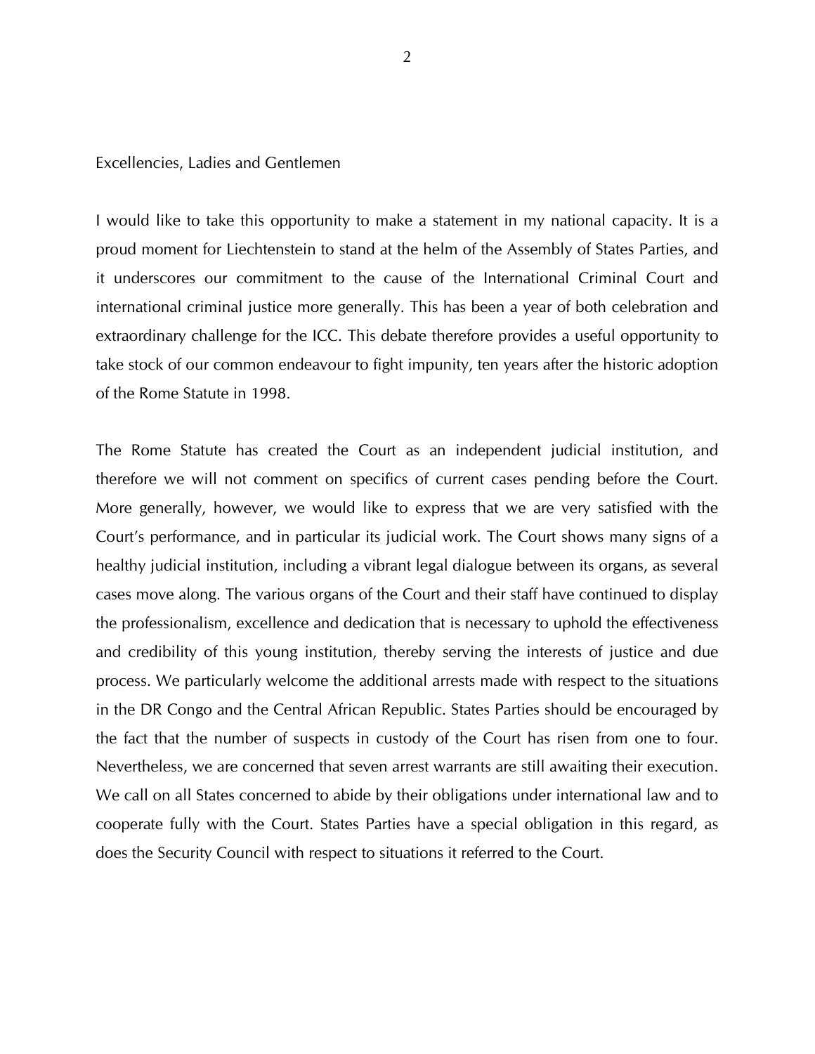Excellencies, Ladies and Gentlemen

I would like to take this opportunity to make a statement in my national capacity. It is a proud moment for Liechtenstein to stand at the helm of the Assembly of States Parties, and it underscores our commitment to the cause of the International Criminal Court and international criminal justice more generally. This has been a year of both celebration and extraordinary challenge for the ICC. This debate therefore provides a useful opportunity to take stock of our common endeavour to fight impunity, ten years after the historic adoption of the Rome Statute in 1998.

The Rome Statute has created the Court as an independent judicial institution, and therefore we will not comment on specifics of current cases pending before the Court. More generally, however, we would like to express that we are very satisfied with the Court's performance, and in particular its judicial work. The Court shows many signs of a healthy judicial institution, including a vibrant legal dialogue between its organs, as several cases move along. The various organs of the Court and their staff have continued to display the professionalism, excellence and dedication that is necessary to uphold the effectiveness and credibility of this young institution, thereby serving the interests of justice and due process. We particularly welcome the additional arrests made with respect to the situations in the DR Congo and the Central African Republic. States Parties should be encouraged by the fact that the number of suspects in custody of the Court has risen from one to four. Nevertheless, we are concerned that seven arrest warrants are still awaiting their execution. We call on all States concerned to abide by their obligations under international law and to cooperate fully with the Court. States Parties have a special obligation in this regard, as does the Security Council with respect to situations it referred to the Court.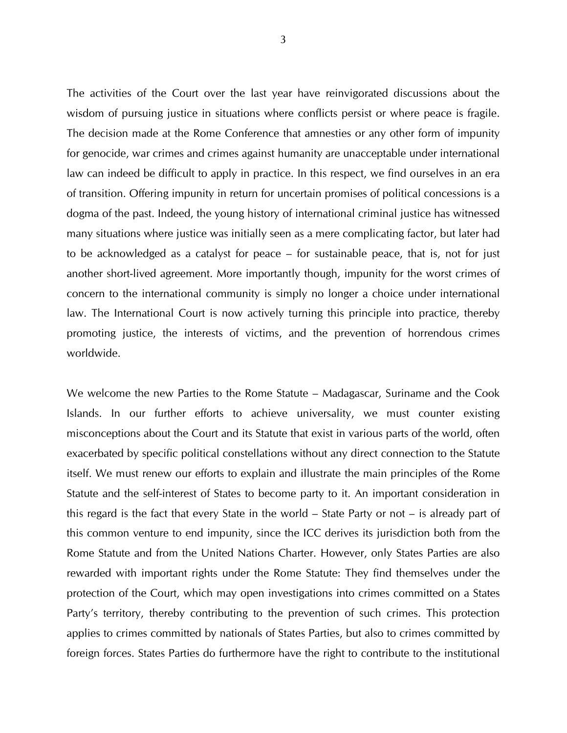The activities of the Court over the last year have reinvigorated discussions about the wisdom of pursuing justice in situations where conflicts persist or where peace is fragile. The decision made at the Rome Conference that amnesties or any other form of impunity for genocide, war crimes and crimes against humanity are unacceptable under international law can indeed be difficult to apply in practice. In this respect, we find ourselves in an era of transition. Offering impunity in return for uncertain promises of political concessions is a dogma of the past. Indeed, the young history of international criminal justice has witnessed many situations where justice was initially seen as a mere complicating factor, but later had to be acknowledged as a catalyst for peace – for sustainable peace, that is, not for just another short-lived agreement. More importantly though, impunity for the worst crimes of concern to the international community is simply no longer a choice under international law. The International Court is now actively turning this principle into practice, thereby promoting justice, the interests of victims, and the prevention of horrendous crimes worldwide.

We welcome the new Parties to the Rome Statute – Madagascar, Suriname and the Cook Islands. In our further efforts to achieve universality, we must counter existing misconceptions about the Court and its Statute that exist in various parts of the world, often exacerbated by specific political constellations without any direct connection to the Statute itself. We must renew our efforts to explain and illustrate the main principles of the Rome Statute and the self-interest of States to become party to it. An important consideration in this regard is the fact that every State in the world – State Party or not – is already part of this common venture to end impunity, since the ICC derives its jurisdiction both from the Rome Statute and from the United Nations Charter. However, only States Parties are also rewarded with important rights under the Rome Statute: They find themselves under the protection of the Court, which may open investigations into crimes committed on a States Party's territory, thereby contributing to the prevention of such crimes. This protection applies to crimes committed by nationals of States Parties, but also to crimes committed by foreign forces. States Parties do furthermore have the right to contribute to the institutional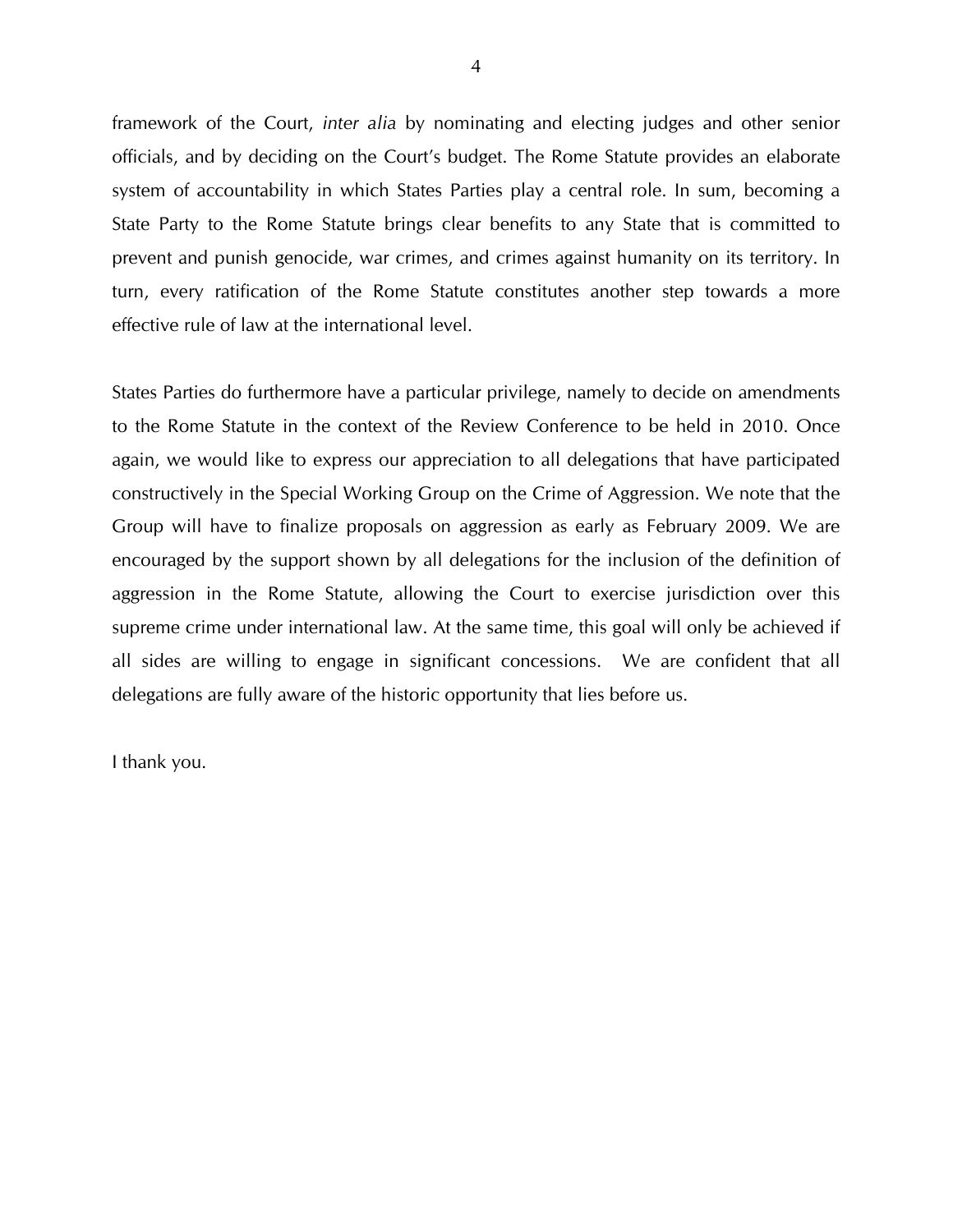framework of the Court, *inter alia* by nominating and electing judges and other senior officials, and by deciding on the Court's budget. The Rome Statute provides an elaborate system of accountability in which States Parties play a central role. In sum, becoming a State Party to the Rome Statute brings clear benefits to any State that is committed to prevent and punish genocide, war crimes, and crimes against humanity on its territory. In turn, every ratification of the Rome Statute constitutes another step towards a more effective rule of law at the international level.

States Parties do furthermore have a particular privilege, namely to decide on amendments to the Rome Statute in the context of the Review Conference to be held in 2010. Once again, we would like to express our appreciation to all delegations that have participated constructively in the Special Working Group on the Crime of Aggression. We note that the Group will have to finalize proposals on aggression as early as February 2009. We are encouraged by the support shown by all delegations for the inclusion of the definition of aggression in the Rome Statute, allowing the Court to exercise jurisdiction over this supreme crime under international law. At the same time, this goal will only be achieved if all sides are willing to engage in significant concessions. We are confident that all delegations are fully aware of the historic opportunity that lies before us.

I thank you.